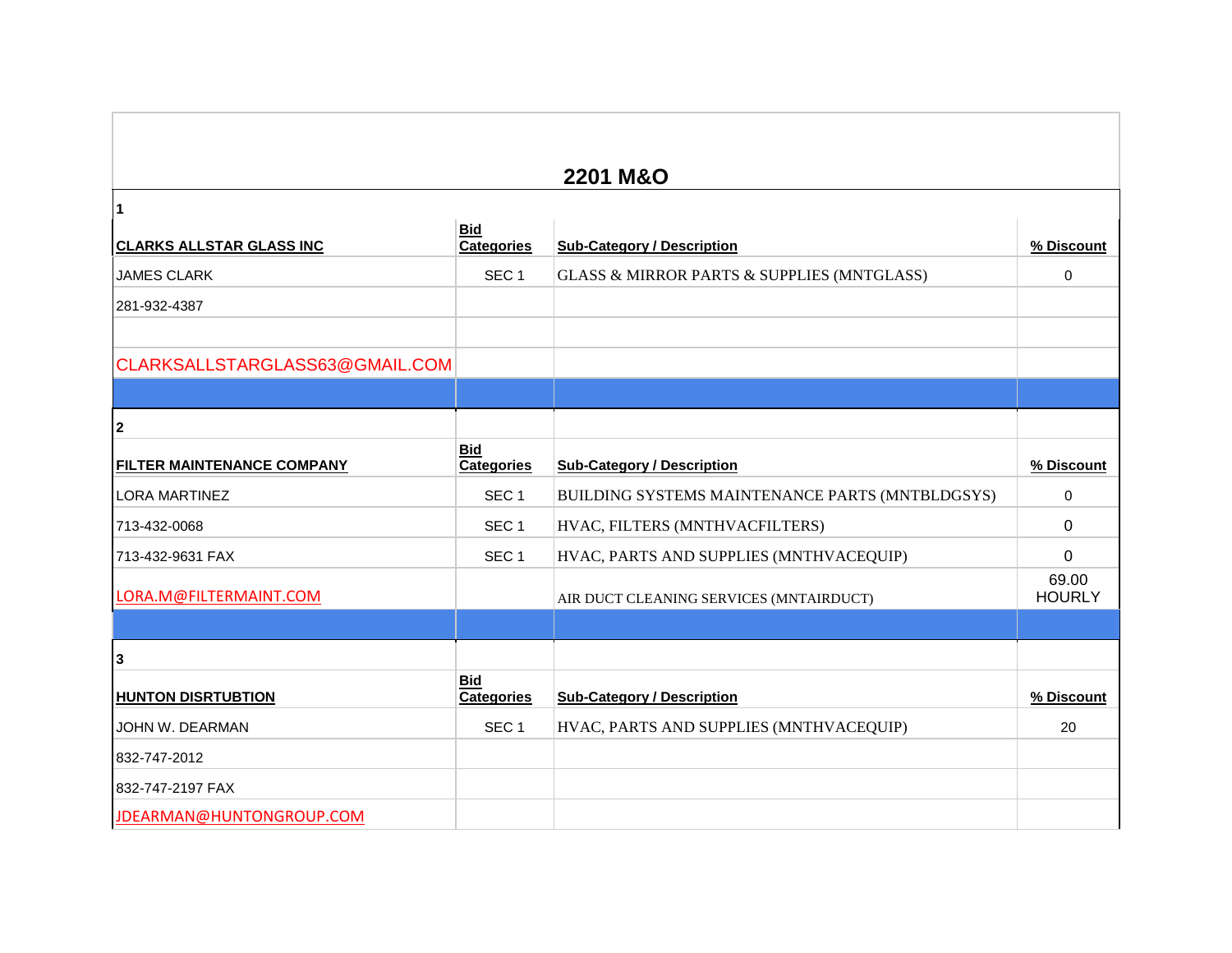# 2201 M&O

| 1 | | | |
|---|---|---|---|
| **CLARKS ALLSTAR GLASS INC** | **Bid Categories** | **Sub-Category / Description** | **% Discount** |
| JAMES CLARK | SEC 1 | GLASS & MIRROR PARTS & SUPPLIES (MNTGLASS) | 0 |
| 281-932-4387 | | | |
| | | | |
| CLARKSALLSTARGLASS63@GMAIL.COM | | | |

| 2 | | | |
|---|---|---|---|
| **FILTER MAINTENANCE COMPANY** | **Bid Categories** | **Sub-Category / Description** | **% Discount** |
| LORA MARTINEZ | SEC 1 | BUILDING SYSTEMS MAINTENANCE PARTS (MNTBLDGSYS) | 0 |
| 713-432-0068 | SEC 1 | HVAC, FILTERS (MNTHVACFILTERS) | 0 |
| 713-432-9631 FAX | SEC 1 | HVAC, PARTS AND SUPPLIES (MNTHVACEQUIP) | 0 |
| LORA.M@FILTERMAINT.COM | | AIR DUCT CLEANING SERVICES (MNTAIRDUCT) | 69.00 HOURLY |

| 3 | | | |
|---|---|---|---|
| **HUNTON DISRTUBTION** | **Bid Categories** | **Sub-Category / Description** | **% Discount** |
| JOHN W. DEARMAN | SEC 1 | HVAC, PARTS AND SUPPLIES (MNTHVACEQUIP) | 20 |
| 832-747-2012 | | | |
| 832-747-2197 FAX | | | |
| JDEARMAN@HUNTONGROUP.COM | | | |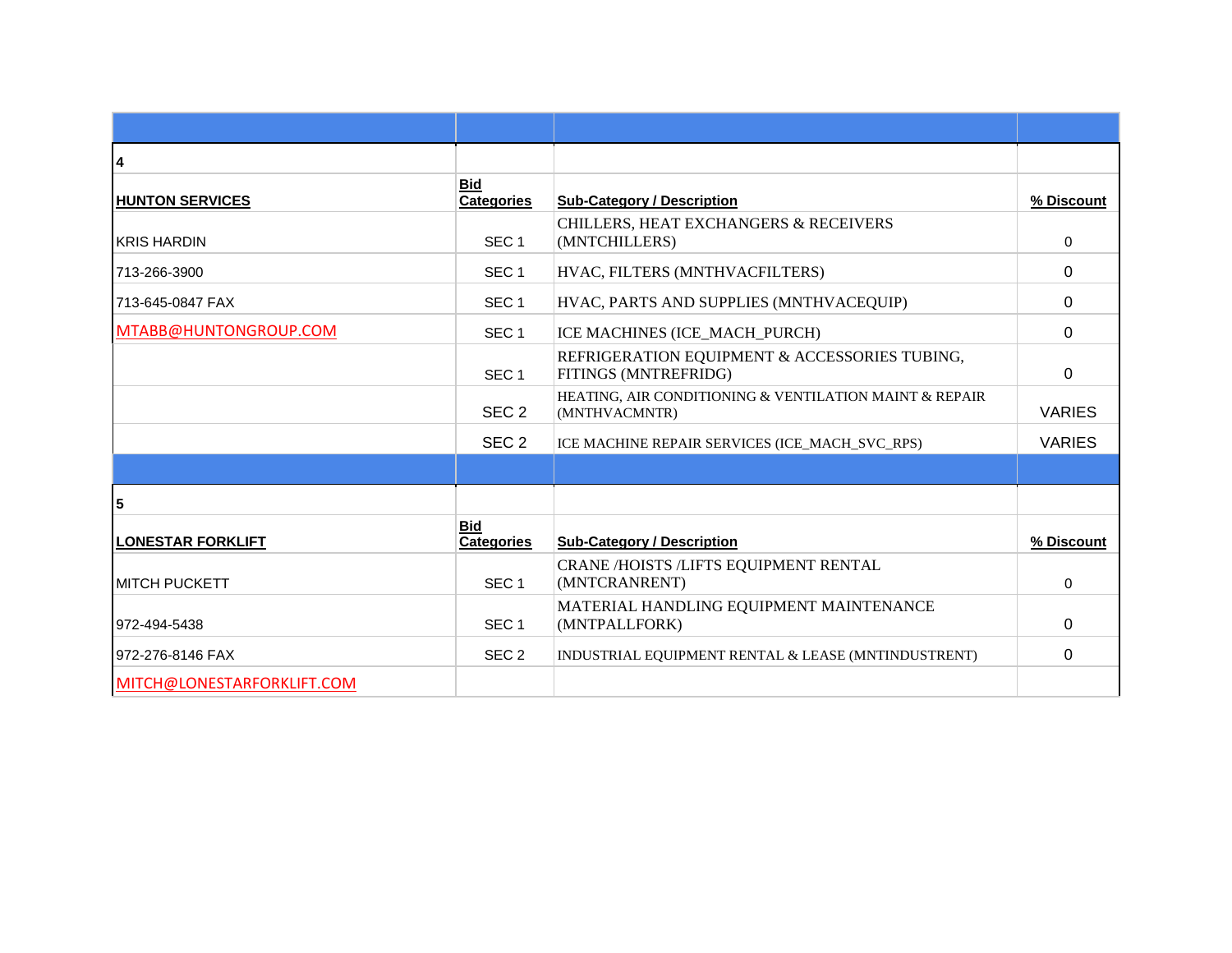| | | | |
|---|---|---|---|
| **4** | | | |
| **HUNTON SERVICES** | **Bid Categories** | **Sub-Category / Description** | **% Discount** |
| KRIS HARDIN | SEC 1 | CHILLERS, HEAT EXCHANGERS & RECEIVERS (MNTCHILLERS) | 0 |
| 713-266-3900 | SEC 1 | HVAC, FILTERS (MNTHVACFILTERS) | 0 |
| 713-645-0847 FAX | SEC 1 | HVAC, PARTS AND SUPPLIES (MNTHVACEQUIP) | 0 |
| MTABB@HUNTONGROUP.COM | SEC 1 | ICE MACHINES (ICE_MACH_PURCH) | 0 |
| | SEC 1 | REFRIGERATION EQUIPMENT & ACCESSORIES TUBING, FITINGS (MNTREFRIDG) | 0 |
| | SEC 2 | HEATING, AIR CONDITIONING & VENTILATION MAINT & REPAIR (MNTHVACMNTR) | VARIES |
| | SEC 2 | ICE MACHINE REPAIR SERVICES (ICE_MACH_SVC_RPS) | VARIES |
| | | | |
| **5** | | | |
| **LONESTAR FORKLIFT** | **Bid Categories** | **Sub-Category / Description** | **% Discount** |
| MITCH PUCKETT | SEC 1 | CRANE /HOISTS /LIFTS EQUIPMENT RENTAL (MNTCRANRENT) | 0 |
| 972-494-5438 | SEC 1 | MATERIAL HANDLING EQUIPMENT MAINTENANCE (MNTPALLFORK) | 0 |
| 972-276-8146 FAX | SEC 2 | INDUSTRIAL EQUIPMENT RENTAL & LEASE (MNTINDUSTRENT) | 0 |
| MITCH@LONESTARFORKLIFT.COM | | | |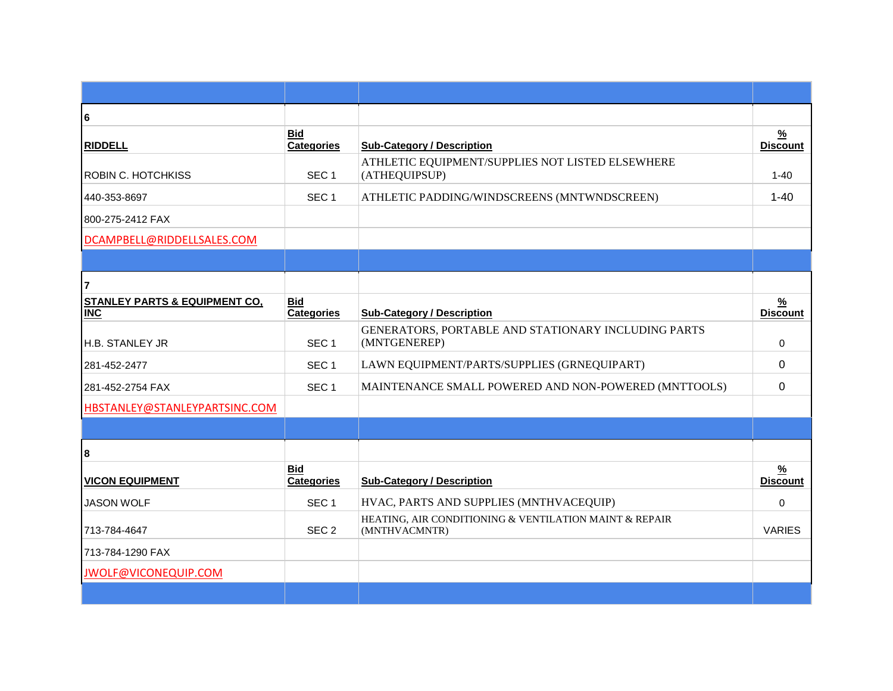| | | | |
|---|---|---|---|
| **6** | | | |
| **RIDDELL** | **Bid Categories** | **Sub-Category / Description** | **% Discount** |
| ROBIN C. HOTCHKISS | SEC 1 | ATHLETIC EQUIPMENT/SUPPLIES NOT LISTED ELSEWHERE (ATHEQUIPSUP) | 1-40 |
| 440-353-8697 | SEC 1 | ATHLETIC PADDING/WINDSCREENS (MNTWNDSCREEN) | 1-40 |
| 800-275-2412 FAX | | | |
| DCAMPBELL@RIDDELLSALES.COM | | | |
| | | | |
| **7** | | | |
| **STANLEY PARTS & EQUIPMENT CO, INC** | **Bid Categories** | **Sub-Category / Description** | **% Discount** |
| H.B. STANLEY JR | SEC 1 | GENERATORS, PORTABLE AND STATIONARY INCLUDING PARTS (MNTGENEREP) | 0 |
| 281-452-2477 | SEC 1 | LAWN EQUIPMENT/PARTS/SUPPLIES (GRNEQUIPART) | 0 |
| 281-452-2754 FAX | SEC 1 | MAINTENANCE SMALL POWERED AND NON-POWERED (MNTTOOLS) | 0 |
| HBSTANLEY@STANLEYPARTSINC.COM | | | |
| | | | |
| **8** | | | |
| **VICON EQUIPMENT** | **Bid Categories** | **Sub-Category / Description** | **% Discount** |
| JASON WOLF | SEC 1 | HVAC, PARTS AND SUPPLIES (MNTHVACEQUIP) | 0 |
| 713-784-4647 | SEC 2 | HEATING, AIR CONDITIONING & VENTILATION MAINT & REPAIR (MNTHVACMNTR) | VARIES |
| 713-784-1290 FAX | | | |
| JWOLF@VICONEQUIP.COM | | | |